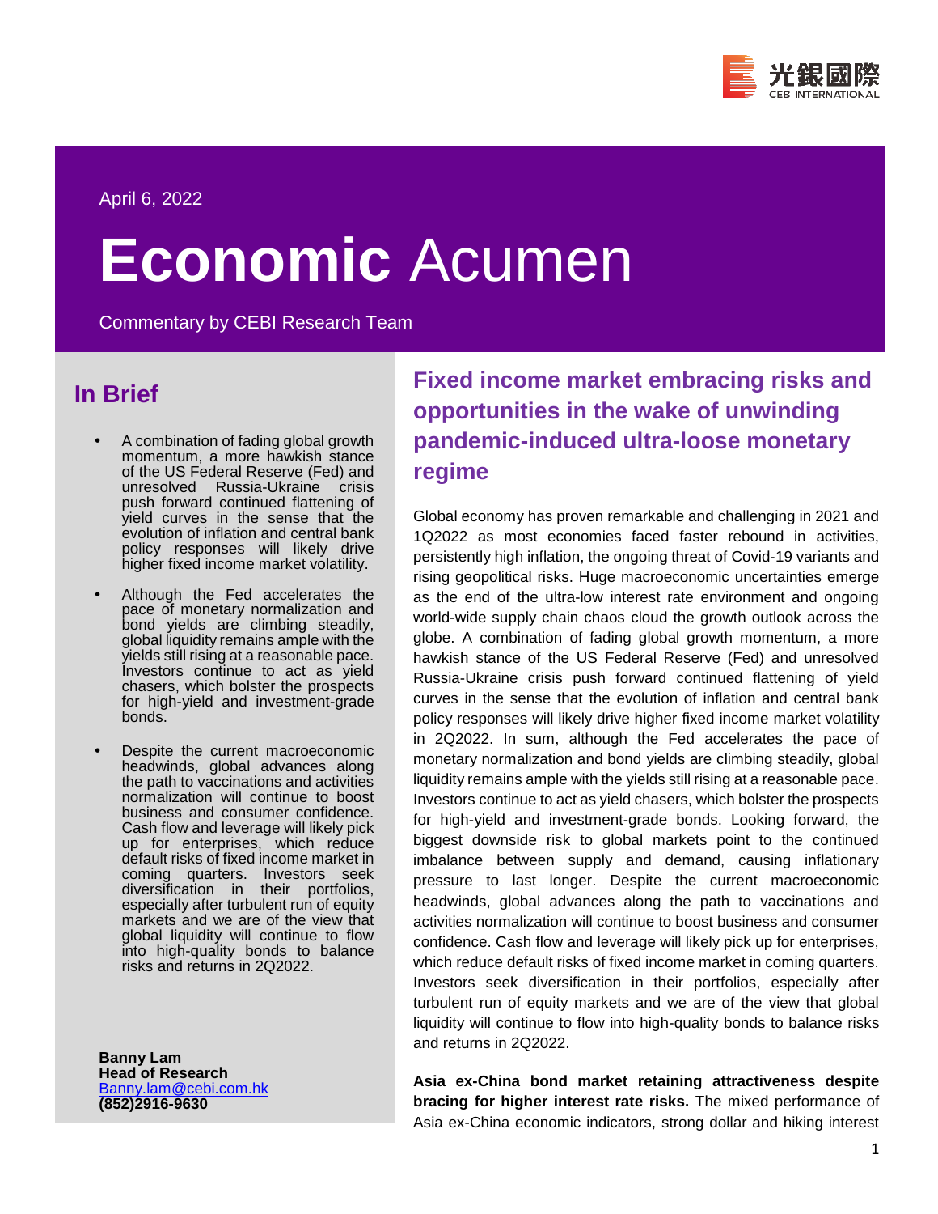April 6, 2022

# **Economic** Acumen

Commentary by CEBI Research Team

## In Brief

- A combination of fading global growth momentum, a more hawkish stance of the US Federal Reserve (Fed) and unresolved Russia-Ukraine crisis push forward continued flattening of yield curves in the sense that the evolution of inflation and central bank policy responses will likely drive higher fixed income market volatility.
- Although the Fed accelerates the pace of monetary normalization and bond yields are climbing steadily, global liquidity remains ample with the yields still rising at a reasonable pace. Investors continue to act as yield chasers, which bolster the prospects for high-yield and investment-grade bonds.
- Despite the current macroeconomic headwinds, global advances along the path to vaccinations and activities normalization will continue to boost business and consumer confidence. Cash flow and leverage will likely pick up for enterprises, which reduce default risks of fixed income market in coming quarters. Investors seek diversification in their portfolios, especially after turbulent run of equity markets and we are of the view that global liquidity will continue to flow into high-quality bonds to balance risks and returns in 2Q2022.

**Banny Lam**
**Head of Research**
Banny.lam@cebi.com.hk
**(852)2916-9630**

## Fixed income market embracing risks and opportunities in the wake of unwinding pandemic-induced ultra-loose monetary regime

Global economy has proven remarkable and challenging in 2021 and 1Q2022 as most economies faced faster rebound in activities, persistently high inflation, the ongoing threat of Covid-19 variants and rising geopolitical risks. Huge macroeconomic uncertainties emerge as the end of the ultra-low interest rate environment and ongoing world-wide supply chain chaos cloud the growth outlook across the globe. A combination of fading global growth momentum, a more hawkish stance of the US Federal Reserve (Fed) and unresolved Russia-Ukraine crisis push forward continued flattening of yield curves in the sense that the evolution of inflation and central bank policy responses will likely drive higher fixed income market volatility in 2Q2022. In sum, although the Fed accelerates the pace of monetary normalization and bond yields are climbing steadily, global liquidity remains ample with the yields still rising at a reasonable pace. Investors continue to act as yield chasers, which bolster the prospects for high-yield and investment-grade bonds. Looking forward, the biggest downside risk to global markets point to the continued imbalance between supply and demand, causing inflationary pressure to last longer. Despite the current macroeconomic headwinds, global advances along the path to vaccinations and activities normalization will continue to boost business and consumer confidence. Cash flow and leverage will likely pick up for enterprises, which reduce default risks of fixed income market in coming quarters. Investors seek diversification in their portfolios, especially after turbulent run of equity markets and we are of the view that global liquidity will continue to flow into high-quality bonds to balance risks and returns in 2Q2022.

**Asia ex-China bond market retaining attractiveness despite bracing for higher interest rate risks.** The mixed performance of Asia ex-China economic indicators, strong dollar and hiking interest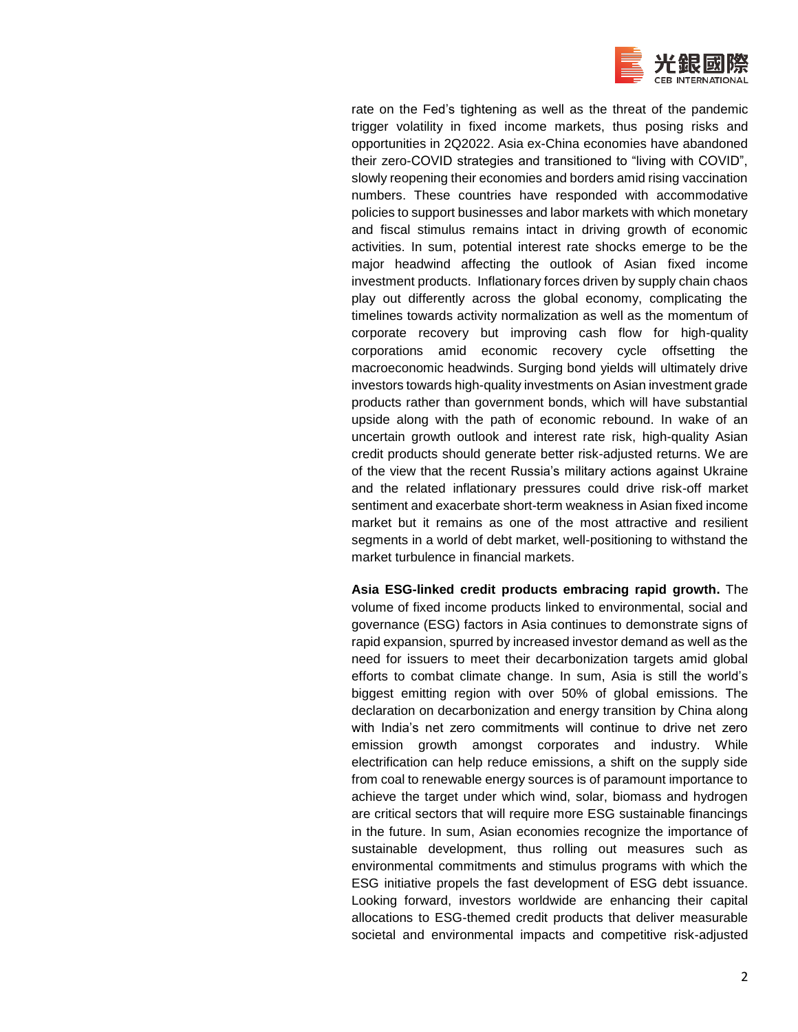rate on the Fed's tightening as well as the threat of the pandemic trigger volatility in fixed income markets, thus posing risks and opportunities in 2Q2022. Asia ex-China economies have abandoned their zero-COVID strategies and transitioned to "living with COVID", slowly reopening their economies and borders amid rising vaccination numbers. These countries have responded with accommodative policies to support businesses and labor markets with which monetary and fiscal stimulus remains intact in driving growth of economic activities. In sum, potential interest rate shocks emerge to be the major headwind affecting the outlook of Asian fixed income investment products. Inflationary forces driven by supply chain chaos play out differently across the global economy, complicating the timelines towards activity normalization as well as the momentum of corporate recovery but improving cash flow for high-quality corporations amid economic recovery cycle offsetting the macroeconomic headwinds. Surging bond yields will ultimately drive investors towards high-quality investments on Asian investment grade products rather than government bonds, which will have substantial upside along with the path of economic rebound. In wake of an uncertain growth outlook and interest rate risk, high-quality Asian credit products should generate better risk-adjusted returns. We are of the view that the recent Russia's military actions against Ukraine and the related inflationary pressures could drive risk-off market sentiment and exacerbate short-term weakness in Asian fixed income market but it remains as one of the most attractive and resilient segments in a world of debt market, well-positioning to withstand the market turbulence in financial markets.

**Asia ESG-linked credit products embracing rapid growth.** The volume of fixed income products linked to environmental, social and governance (ESG) factors in Asia continues to demonstrate signs of rapid expansion, spurred by increased investor demand as well as the need for issuers to meet their decarbonization targets amid global efforts to combat climate change. In sum, Asia is still the world's biggest emitting region with over 50% of global emissions. The declaration on decarbonization and energy transition by China along with India's net zero commitments will continue to drive net zero emission growth amongst corporates and industry. While electrification can help reduce emissions, a shift on the supply side from coal to renewable energy sources is of paramount importance to achieve the target under which wind, solar, biomass and hydrogen are critical sectors that will require more ESG sustainable financings in the future. In sum, Asian economies recognize the importance of sustainable development, thus rolling out measures such as environmental commitments and stimulus programs with which the ESG initiative propels the fast development of ESG debt issuance. Looking forward, investors worldwide are enhancing their capital allocations to ESG-themed credit products that deliver measurable societal and environmental impacts and competitive risk-adjusted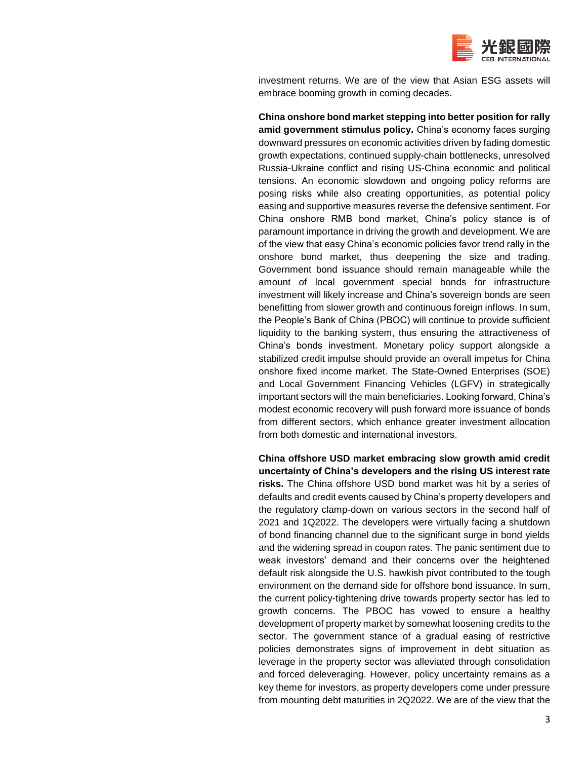investment returns. We are of the view that Asian ESG assets will embrace booming growth in coming decades.

**China onshore bond market stepping into better position for rally amid government stimulus policy.** China's economy faces surging downward pressures on economic activities driven by fading domestic growth expectations, continued supply-chain bottlenecks, unresolved Russia-Ukraine conflict and rising US-China economic and political tensions. An economic slowdown and ongoing policy reforms are posing risks while also creating opportunities, as potential policy easing and supportive measures reverse the defensive sentiment. For China onshore RMB bond market, China's policy stance is of paramount importance in driving the growth and development. We are of the view that easy China's economic policies favor trend rally in the onshore bond market, thus deepening the size and trading. Government bond issuance should remain manageable while the amount of local government special bonds for infrastructure investment will likely increase and China's sovereign bonds are seen benefitting from slower growth and continuous foreign inflows. In sum, the People's Bank of China (PBOC) will continue to provide sufficient liquidity to the banking system, thus ensuring the attractiveness of China's bonds investment. Monetary policy support alongside a stabilized credit impulse should provide an overall impetus for China onshore fixed income market. The State-Owned Enterprises (SOE) and Local Government Financing Vehicles (LGFV) in strategically important sectors will the main beneficiaries. Looking forward, China's modest economic recovery will push forward more issuance of bonds from different sectors, which enhance greater investment allocation from both domestic and international investors.

**China offshore USD market embracing slow growth amid credit uncertainty of China's developers and the rising US interest rate risks.** The China offshore USD bond market was hit by a series of defaults and credit events caused by China's property developers and the regulatory clamp-down on various sectors in the second half of 2021 and 1Q2022. The developers were virtually facing a shutdown of bond financing channel due to the significant surge in bond yields and the widening spread in coupon rates. The panic sentiment due to weak investors' demand and their concerns over the heightened default risk alongside the U.S. hawkish pivot contributed to the tough environment on the demand side for offshore bond issuance. In sum, the current policy-tightening drive towards property sector has led to growth concerns. The PBOC has vowed to ensure a healthy development of property market by somewhat loosening credits to the sector. The government stance of a gradual easing of restrictive policies demonstrates signs of improvement in debt situation as leverage in the property sector was alleviated through consolidation and forced deleveraging. However, policy uncertainty remains as a key theme for investors, as property developers come under pressure from mounting debt maturities in 2Q2022. We are of the view that the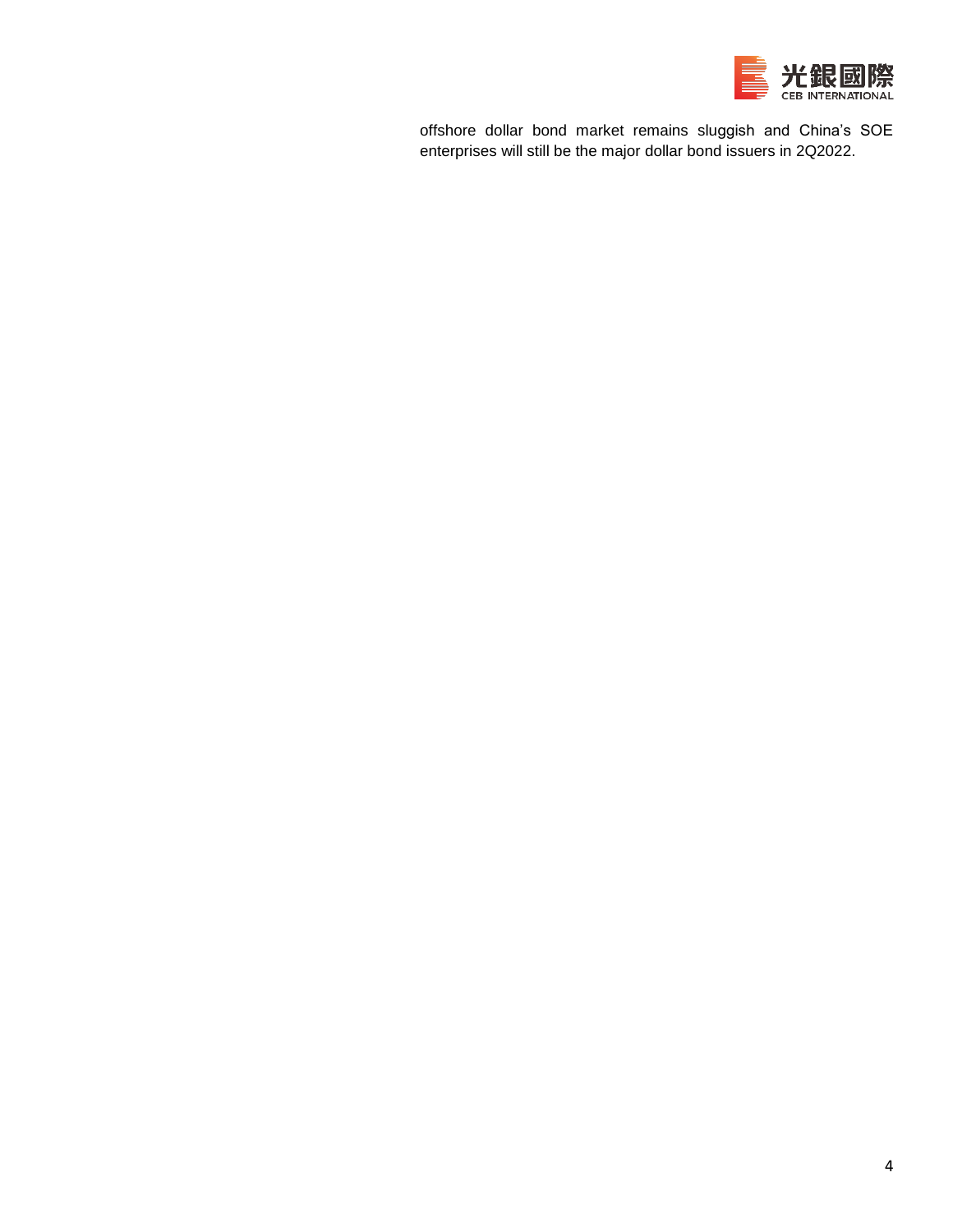offshore dollar bond market remains sluggish and China's SOE enterprises will still be the major dollar bond issuers in 2Q2022.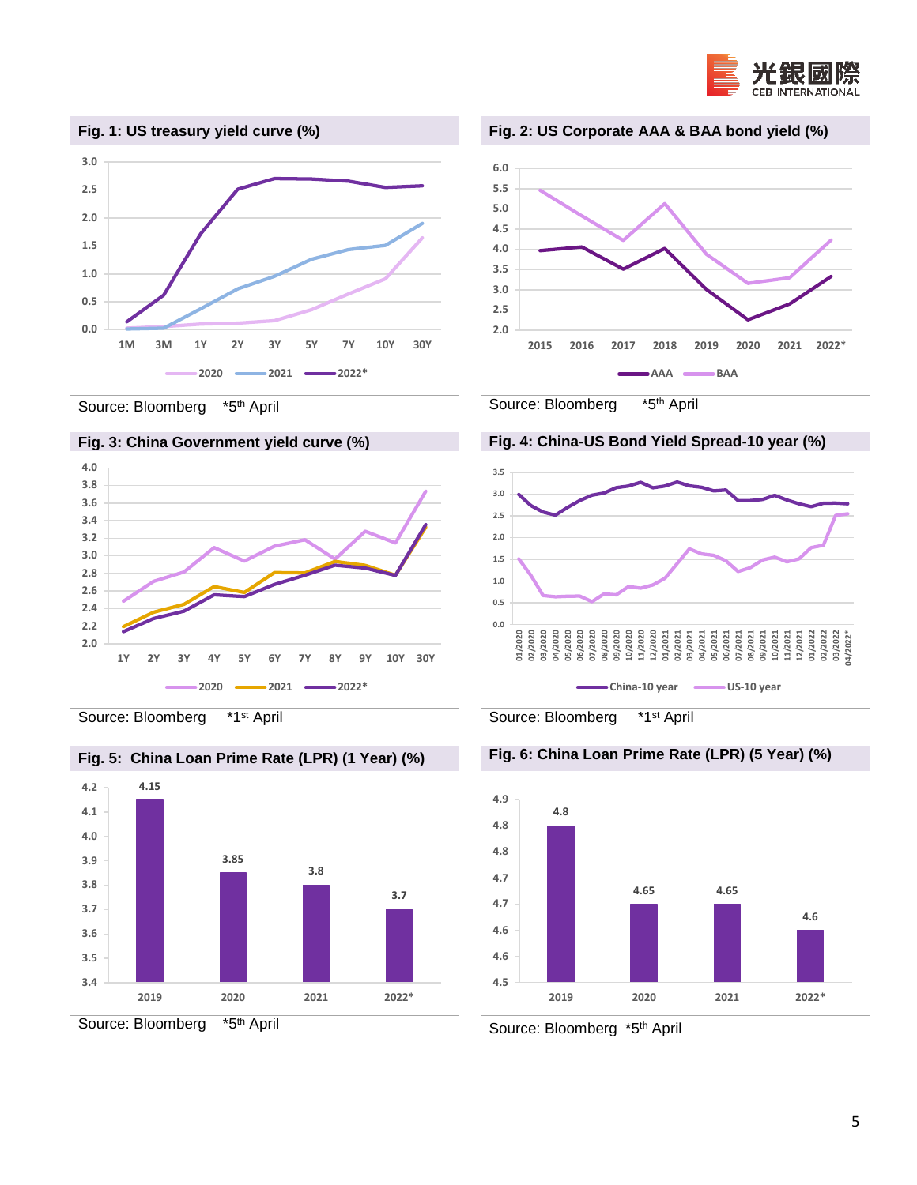**Fig. 1: US treasury yield curve (%)**

3.0
2.5
2.0
1.5
1.0
0.5
0.0

1M 3M 1Y 2Y 3Y 5Y 7Y 10Y 30Y

2020 2021 2022*

Source: Bloomberg *5th April

**Fig. 2: US Corporate AAA & BAA bond yield (%)**

6.0
5.5
5.0
4.5
4.0
3.5
3.0
2.5
2.0

2015 2016 2017 2018 2019 2020 2021 2022*

AAA BAA

Source: Bloomberg *5th April

**Fig. 3: China Government yield curve (%)**

4.0
3.8
3.6
3.4
3.2
3.0
2.8
2.6
2.4
2.2
2.0

1Y 2Y 3Y 4Y 5Y 6Y 7Y 8Y 9Y 10Y 30Y

2020 2021 2022*

Source: Bloomberg *1st April

**Fig. 4: China-US Bond Yield Spread-10 year (%)**

3.5
3.0
2.5
2.0
1.5
1.0
0.5
0.0

01/2020 02/2020 03/2020 04/2020 05/2020 06/2020 07/2020 08/2020 09/2020 10/2020 11/2020 12/2020 01/2021 02/2021 03/2021 04/2021 05/2021 06/2021 07/2021 08/2021 09/2021 10/2021 11/2021 12/2021 01/2022 02/2022 03/2022 04/2022*

China-10 year US-10 year

Source: Bloomberg *1st April

**Fig. 5: China Loan Prime Rate (LPR) (1 Year) (%)**

4.2
4.1
4.0
3.9
3.8
3.7
3.6
3.5
3.4

4.15 3.85 3.8 3.7

2019 2020 2021 2022*

Source: Bloomberg *5th April

**Fig. 6: China Loan Prime Rate (LPR) (5 Year) (%)**

4.9
4.8
4.8
4.7
4.7
4.6
4.6
4.5

4.8 4.65 4.65 4.6

2019 2020 2021 2022*

Source: Bloomberg *5th April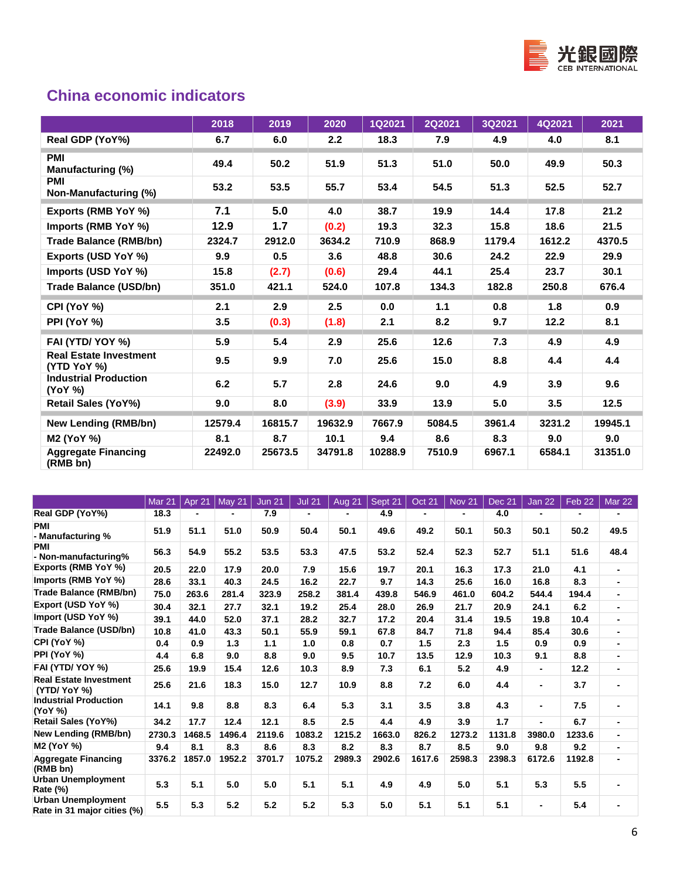## China economic indicators

| | 2018 | 2019 | 2020 | 1Q2021 | 2Q2021 | 3Q2021 | 4Q2021 | 2021 |
|---|---|---|---|---|---|---|---|---|
| Real GDP (YoY%) | 6.7 | 6.0 | 2.2 | 18.3 | 7.9 | 4.9 | 4.0 | 8.1 |
| PMI Manufacturing (%) | 49.4 | 50.2 | 51.9 | 51.3 | 51.0 | 50.0 | 49.9 | 50.3 |
| PMI Non-Manufacturing (%) | 53.2 | 53.5 | 55.7 | 53.4 | 54.5 | 51.3 | 52.5 | 52.7 |
| Exports (RMB YoY %) | 7.1 | 5.0 | 4.0 | 38.7 | 19.9 | 14.4 | 17.8 | 21.2 |
| Imports (RMB YoY %) | 12.9 | 1.7 | (0.2) | 19.3 | 32.3 | 15.8 | 18.6 | 21.5 |
| Trade Balance (RMB/bn) | 2324.7 | 2912.0 | 3634.2 | 710.9 | 868.9 | 1179.4 | 1612.2 | 4370.5 |
| Exports (USD YoY %) | 9.9 | 0.5 | 3.6 | 48.8 | 30.6 | 24.2 | 22.9 | 29.9 |
| Imports (USD YoY %) | 15.8 | (2.7) | (0.6) | 29.4 | 44.1 | 25.4 | 23.7 | 30.1 |
| Trade Balance (USD/bn) | 351.0 | 421.1 | 524.0 | 107.8 | 134.3 | 182.8 | 250.8 | 676.4 |
| CPI (YoY %) | 2.1 | 2.9 | 2.5 | 0.0 | 1.1 | 0.8 | 1.8 | 0.9 |
| PPI (YoY %) | 3.5 | (0.3) | (1.8) | 2.1 | 8.2 | 9.7 | 12.2 | 8.1 |
| FAI (YTD/ YOY %) | 5.9 | 5.4 | 2.9 | 25.6 | 12.6 | 7.3 | 4.9 | 4.9 |
| Real Estate Investment (YTD YoY %) | 9.5 | 9.9 | 7.0 | 25.6 | 15.0 | 8.8 | 4.4 | 4.4 |
| Industrial Production (YoY %) | 6.2 | 5.7 | 2.8 | 24.6 | 9.0 | 4.9 | 3.9 | 9.6 |
| Retail Sales (YoY%) | 9.0 | 8.0 | (3.9) | 33.9 | 13.9 | 5.0 | 3.5 | 12.5 |
| New Lending (RMB/bn) | 12579.4 | 16815.7 | 19632.9 | 7667.9 | 5084.5 | 3961.4 | 3231.2 | 19945.1 |
| M2 (YoY %) | 8.1 | 8.7 | 10.1 | 9.4 | 8.6 | 8.3 | 9.0 | 9.0 |
| Aggregate Financing (RMB bn) | 22492.0 | 25673.5 | 34791.8 | 10288.9 | 7510.9 | 6967.1 | 6584.1 | 31351.0 |

| | Mar 21 | Apr 21 | May 21 | Jun 21 | Jul 21 | Aug 21 | Sept 21 | Oct 21 | Nov 21 | Dec 21 | Jan 22 | Feb 22 | Mar 22 |
|---|---|---|---|---|---|---|---|---|---|---|---|---|---|
| Real GDP (YoY%) | 18.3 | - | - | 7.9 | - | - | 4.9 | - | - | 4.0 | - | - | - |
| PMI - Manufacturing % | 51.9 | 51.1 | 51.0 | 50.9 | 50.4 | 50.1 | 49.6 | 49.2 | 50.1 | 50.3 | 50.1 | 50.2 | 49.5 |
| PMI - Non-manufacturing% | 56.3 | 54.9 | 55.2 | 53.5 | 53.3 | 47.5 | 53.2 | 52.4 | 52.3 | 52.7 | 51.1 | 51.6 | 48.4 |
| Exports (RMB YoY %) | 20.5 | 22.0 | 17.9 | 20.0 | 7.9 | 15.6 | 19.7 | 20.1 | 16.3 | 17.3 | 21.0 | 4.1 | - |
| Imports (RMB YoY %) | 28.6 | 33.1 | 40.3 | 24.5 | 16.2 | 22.7 | 9.7 | 14.3 | 25.6 | 16.0 | 16.8 | 8.3 | - |
| Trade Balance (RMB/bn) | 75.0 | 263.6 | 281.4 | 323.9 | 258.2 | 381.4 | 439.8 | 546.9 | 461.0 | 604.2 | 544.4 | 194.4 | - |
| Export (USD YoY %) | 30.4 | 32.1 | 27.7 | 32.1 | 19.2 | 25.4 | 28.0 | 26.9 | 21.7 | 20.9 | 24.1 | 6.2 | - |
| Import (USD YoY %) | 39.1 | 44.0 | 52.0 | 37.1 | 28.2 | 32.7 | 17.2 | 20.4 | 31.4 | 19.5 | 19.8 | 10.4 | - |
| Trade Balance (USD/bn) | 10.8 | 41.0 | 43.3 | 50.1 | 55.9 | 59.1 | 67.8 | 84.7 | 71.8 | 94.4 | 85.4 | 30.6 | - |
| CPI (YoY %) | 0.4 | 0.9 | 1.3 | 1.1 | 1.0 | 0.8 | 0.7 | 1.5 | 2.3 | 1.5 | 0.9 | 0.9 | - |
| PPI (YoY %) | 4.4 | 6.8 | 9.0 | 8.8 | 9.0 | 9.5 | 10.7 | 13.5 | 12.9 | 10.3 | 9.1 | 8.8 | - |
| FAI (YTD/ YOY %) | 25.6 | 19.9 | 15.4 | 12.6 | 10.3 | 8.9 | 7.3 | 6.1 | 5.2 | 4.9 | - | 12.2 | - |
| Real Estate Investment (YTD/ YoY %) | 25.6 | 21.6 | 18.3 | 15.0 | 12.7 | 10.9 | 8.8 | 7.2 | 6.0 | 4.4 | - | 3.7 | - |
| Industrial Production (YoY %) | 14.1 | 9.8 | 8.8 | 8.3 | 6.4 | 5.3 | 3.1 | 3.5 | 3.8 | 4.3 | - | 7.5 | - |
| Retail Sales (YoY%) | 34.2 | 17.7 | 12.4 | 12.1 | 8.5 | 2.5 | 4.4 | 4.9 | 3.9 | 1.7 | - | 6.7 | - |
| New Lending (RMB/bn) | 2730.3 | 1468.5 | 1496.4 | 2119.6 | 1083.2 | 1215.2 | 1663.0 | 826.2 | 1273.2 | 1131.8 | 3980.0 | 1233.6 | - |
| M2 (YoY %) | 9.4 | 8.1 | 8.3 | 8.6 | 8.3 | 8.2 | 8.3 | 8.7 | 8.5 | 9.0 | 9.8 | 9.2 | - |
| Aggregate Financing (RMB bn) | 3376.2 | 1857.0 | 1952.2 | 3701.7 | 1075.2 | 2989.3 | 2902.6 | 1617.6 | 2598.3 | 2398.3 | 6172.6 | 1192.8 | - |
| Urban Unemployment Rate (%) | 5.3 | 5.1 | 5.0 | 5.0 | 5.1 | 5.1 | 4.9 | 4.9 | 5.0 | 5.1 | 5.3 | 5.5 | - |
| Urban Unemployment Rate in 31 major cities (%) | 5.5 | 5.3 | 5.2 | 5.2 | 5.2 | 5.3 | 5.0 | 5.1 | 5.1 | 5.1 | - | 5.4 | - |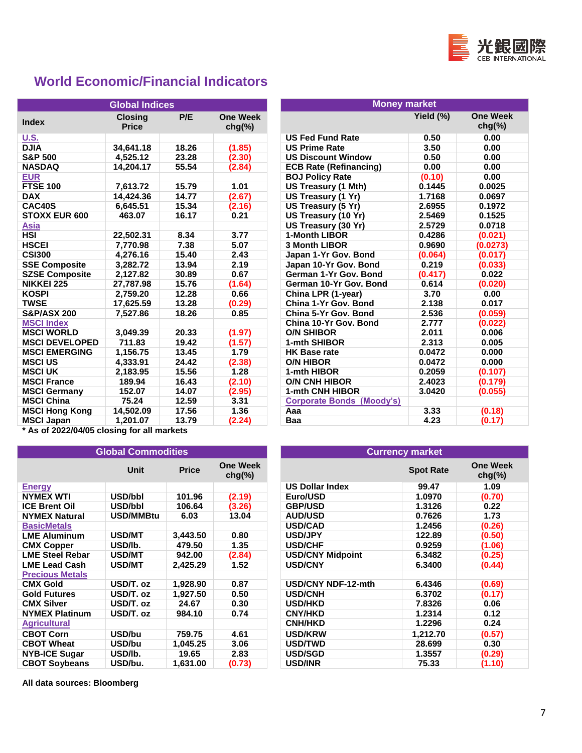## World Economic/Financial Indicators

| Global Indices | | | |
|---|---|---|---|
| Index | Closing Price | P/E | One Week chg(%) |
| U.S. | | | |
| DJIA | 34,641.18 | 18.26 | (1.85) |
| S&P 500 | 4,525.12 | 23.28 | (2.30) |
| NASDAQ | 14,204.17 | 55.54 | (2.84) |
| EUR | | | |
| FTSE 100 | 7,613.72 | 15.79 | 1.01 |
| DAX | 14,424.36 | 14.77 | (2.67) |
| CAC40S | 6,645.51 | 15.34 | (2.16) |
| STOXX EUR 600 | 463.07 | 16.17 | 0.21 |
| Asia | | | |
| HSI | 22,502.31 | 8.34 | 3.77 |
| HSCEI | 7,770.98 | 7.38 | 5.07 |
| CSI300 | 4,276.16 | 15.40 | 2.43 |
| SSE Composite | 3,282.72 | 13.94 | 2.19 |
| SZSE Composite | 2,127.82 | 30.89 | 0.67 |
| NIKKEI 225 | 27,787.98 | 15.76 | (1.64) |
| KOSPI | 2,759.20 | 12.28 | 0.66 |
| TWSE | 17,625.59 | 13.28 | (0.29) |
| S&P/ASX 200 | 7,527.86 | 18.26 | 0.85 |
| MSCI Index | | | |
| MSCI WORLD | 3,049.39 | 20.33 | (1.97) |
| MSCI DEVELOPED | 711.83 | 19.42 | (1.57) |
| MSCI EMERGING | 1,156.75 | 13.45 | 1.79 |
| MSCI US | 4,333.91 | 24.42 | (2.38) |
| MSCI UK | 2,183.95 | 15.56 | 1.28 |
| MSCI France | 189.94 | 16.43 | (2.10) |
| MSCI Germany | 152.07 | 14.07 | (2.95) |
| MSCI China | 75.24 | 12.59 | 3.31 |
| MSCI Hong Kong | 14,502.09 | 17.56 | 1.36 |
| MSCI Japan | 1,201.07 | 13.79 | (2.24) |

* As of 2022/04/05 closing for all markets

| Money market | | |
|---|---|---|
| | Yield (%) | One Week chg(%) |
| US Fed Fund Rate | 0.50 | 0.00 |
| US Prime Rate | 3.50 | 0.00 |
| US Discount Window | 0.50 | 0.00 |
| ECB Rate (Refinancing) | 0.00 | 0.00 |
| BOJ Policy Rate | (0.10) | 0.00 |
| US Treasury (1 Mth) | 0.1445 | 0.0025 |
| US Treasury (1 Yr) | 1.7168 | 0.0697 |
| US Treasury (5 Yr) | 2.6955 | 0.1972 |
| US Treasury (10 Yr) | 2.5469 | 0.1525 |
| US Treasury (30 Yr) | 2.5729 | 0.0718 |
| 1-Month LIBOR | 0.4286 | (0.021) |
| 3 Month LIBOR | 0.9690 | (0.0273) |
| Japan 1-Yr Gov. Bond | (0.064) | (0.017) |
| Japan 10-Yr Gov. Bond | 0.219 | (0.033) |
| German 1-Yr Gov. Bond | (0.417) | 0.022 |
| German 10-Yr Gov. Bond | 0.614 | (0.020) |
| China LPR (1-year) | 3.70 | 0.00 |
| China 1-Yr Gov. Bond | 2.138 | 0.017 |
| China 5-Yr Gov. Bond | 2.536 | (0.059) |
| China 10-Yr Gov. Bond | 2.777 | (0.022) |
| O/N SHIBOR | 2.011 | 0.006 |
| 1-mth SHIBOR | 2.313 | 0.005 |
| HK Base rate | 0.0472 | 0.000 |
| O/N HIBOR | 0.0472 | 0.000 |
| 1-mth HIBOR | 0.2059 | (0.107) |
| O/N CNH HIBOR | 2.4023 | (0.179) |
| 1-mth CNH HIBOR | 3.0420 | (0.055) |
| Corporate Bonds (Moody's) | | |
| Aaa | 3.33 | (0.18) |
| Baa | 4.23 | (0.17) |

| Global Commodities | | | |
|---|---|---|---|
| | Unit | Price | One Week chg(%) |
| Energy | | | |
| NYMEX WTI | USD/bbl | 101.96 | (2.19) |
| ICE Brent Oil | USD/bbl | 106.64 | (3.26) |
| NYMEX Natural | USD/MMBtu | 6.03 | 13.04 |
| BasicMetals | | | |
| LME Aluminum | USD/MT | 3,443.50 | 0.80 |
| CMX Copper | USD/lb. | 479.50 | 1.35 |
| LME Steel Rebar | USD/MT | 942.00 | (2.84) |
| LME Lead Cash | USD/MT | 2,425.29 | 1.52 |
| Precious Metals | | | |
| CMX Gold | USD/T. oz | 1,928.90 | 0.87 |
| Gold Futures | USD/T. oz | 1,927.50 | 0.50 |
| CMX Silver | USD/T. oz | 24.67 | 0.30 |
| NYMEX Platinum | USD/T. oz | 984.10 | 0.74 |
| Agricultural | | | |
| CBOT Corn | USD/bu | 759.75 | 4.61 |
| CBOT Wheat | USD/bu | 1,045.25 | 3.06 |
| NYB-ICE Sugar | USD/lb. | 19.65 | 2.83 |
| CBOT Soybeans | USD/bu. | 1,631.00 | (0.73) |

| Currency market | | |
|---|---|---|
| | Spot Rate | One Week chg(%) |
| US Dollar Index | 99.47 | 1.09 |
| Euro/USD | 1.0970 | (0.70) |
| GBP/USD | 1.3126 | 0.22 |
| AUD/USD | 0.7626 | 1.73 |
| USD/CAD | 1.2456 | (0.26) |
| USD/JPY | 122.89 | (0.50) |
| USD/CHF | 0.9259 | (1.06) |
| USD/CNY Midpoint | 6.3482 | (0.25) |
| USD/CNY | 6.3400 | (0.44) |
| | | |
| USD/CNY NDF-12-mth | 6.4346 | (0.69) |
| USD/CNH | 6.3702 | (0.17) |
| USD/HKD | 7.8326 | 0.06 |
| CNY/HKD | 1.2314 | 0.12 |
| CNH/HKD | 1.2296 | 0.24 |
| USD/KRW | 1,212.70 | (0.57) |
| USD/TWD | 28.699 | 0.30 |
| USD/SGD | 1.3557 | (0.29) |
| USD/INR | 75.33 | (1.10) |

All data sources: Bloomberg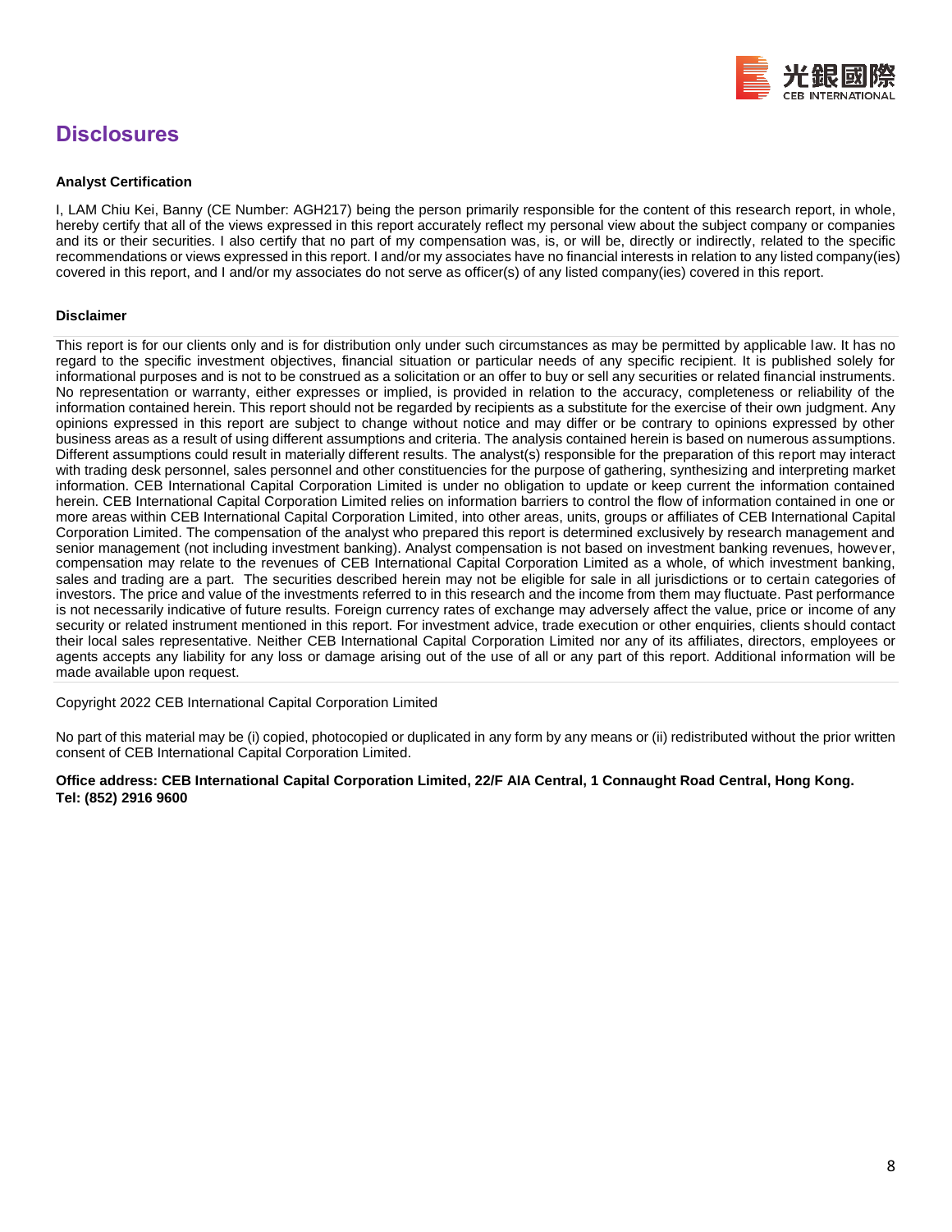# Disclosures

**Analyst Certification**

I, LAM Chiu Kei, Banny (CE Number: AGH217) being the person primarily responsible for the content of this research report, in whole, hereby certify that all of the views expressed in this report accurately reflect my personal view about the subject company or companies and its or their securities. I also certify that no part of my compensation was, is, or will be, directly or indirectly, related to the specific recommendations or views expressed in this report. I and/or my associates have no financial interests in relation to any listed company(ies) covered in this report, and I and/or my associates do not serve as officer(s) of any listed company(ies) covered in this report.

**Disclaimer**

This report is for our clients only and is for distribution only under such circumstances as may be permitted by applicable law. It has no regard to the specific investment objectives, financial situation or particular needs of any specific recipient. It is published solely for informational purposes and is not to be construed as a solicitation or an offer to buy or sell any securities or related financial instruments. No representation or warranty, either expresses or implied, is provided in relation to the accuracy, completeness or reliability of the information contained herein. This report should not be regarded by recipients as a substitute for the exercise of their own judgment. Any opinions expressed in this report are subject to change without notice and may differ or be contrary to opinions expressed by other business areas as a result of using different assumptions and criteria. The analysis contained herein is based on numerous assumptions. Different assumptions could result in materially different results. The analyst(s) responsible for the preparation of this report may interact with trading desk personnel, sales personnel and other constituencies for the purpose of gathering, synthesizing and interpreting market information. CEB International Capital Corporation Limited is under no obligation to update or keep current the information contained herein. CEB International Capital Corporation Limited relies on information barriers to control the flow of information contained in one or more areas within CEB International Capital Corporation Limited, into other areas, units, groups or affiliates of CEB International Capital Corporation Limited. The compensation of the analyst who prepared this report is determined exclusively by research management and senior management (not including investment banking). Analyst compensation is not based on investment banking revenues, however, compensation may relate to the revenues of CEB International Capital Corporation Limited as a whole, of which investment banking, sales and trading are a part. The securities described herein may not be eligible for sale in all jurisdictions or to certain categories of investors. The price and value of the investments referred to in this research and the income from them may fluctuate. Past performance is not necessarily indicative of future results. Foreign currency rates of exchange may adversely affect the value, price or income of any security or related instrument mentioned in this report. For investment advice, trade execution or other enquiries, clients should contact their local sales representative. Neither CEB International Capital Corporation Limited nor any of its affiliates, directors, employees or agents accepts any liability for any loss or damage arising out of the use of all or any part of this report. Additional information will be made available upon request.

Copyright 2022 CEB International Capital Corporation Limited

No part of this material may be (i) copied, photocopied or duplicated in any form by any means or (ii) redistributed without the prior written consent of CEB International Capital Corporation Limited.

**Office address: CEB International Capital Corporation Limited, 22/F AIA Central, 1 Connaught Road Central, Hong Kong. Tel: (852) 2916 9600**